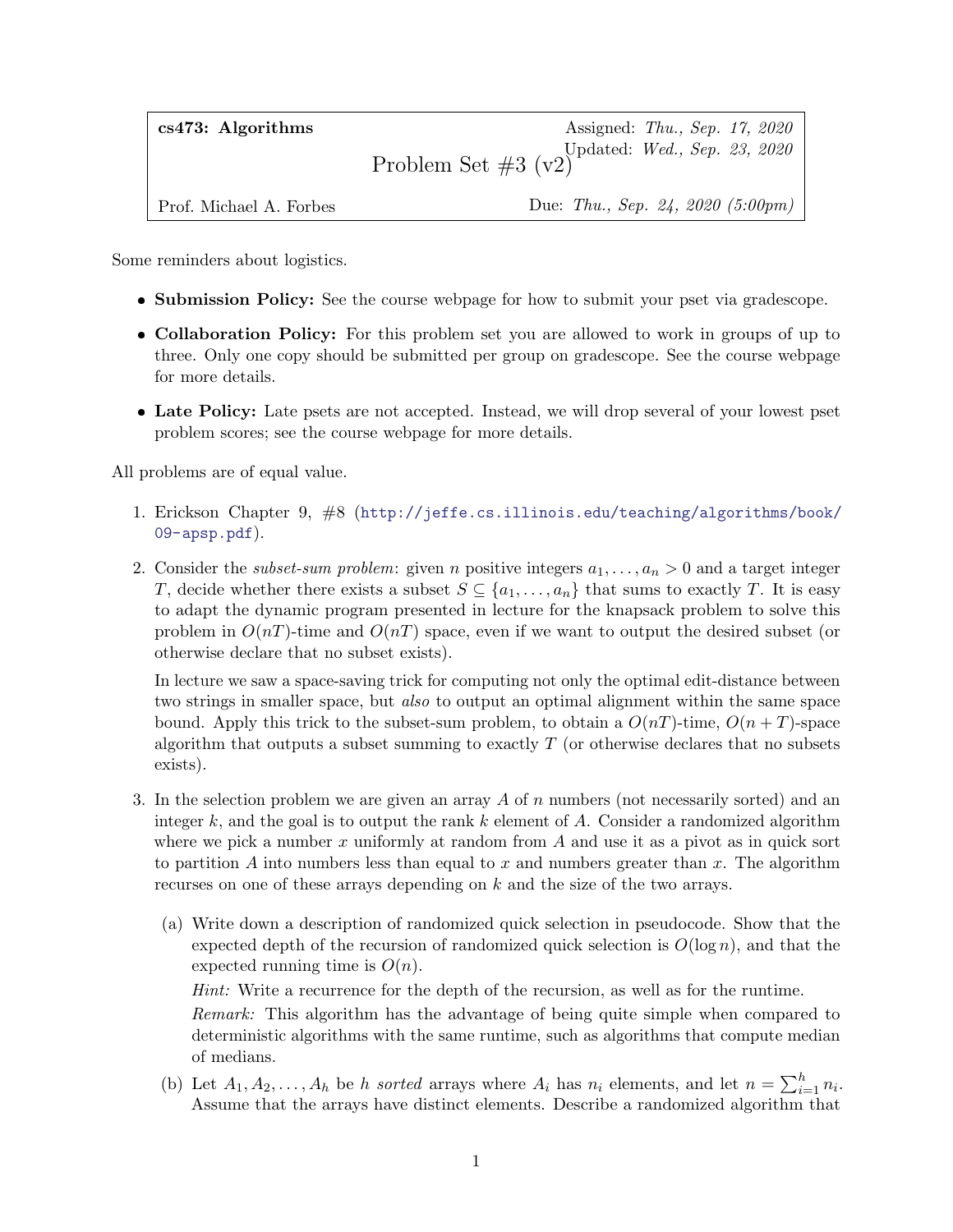| **cs473: Algorithms** | Assigned: *Thu., Sep. 17, 2020* |
| --- | --- |
| Problem Set #3 (v2) | Updated: *Wed., Sep. 23, 2020* |
| Prof. Michael A. Forbes | Due: *Thu., Sep. 24, 2020 (5:00pm)* |

Some reminders about logistics.

- **Submission Policy:** See the course webpage for how to submit your pset via gradescope.
- **Collaboration Policy:** For this problem set you are allowed to work in groups of up to three. Only one copy should be submitted per group on gradescope. See the course webpage for more details.
- **Late Policy:** Late psets are not accepted. Instead, we will drop several of your lowest pset problem scores; see the course webpage for more details.

All problems are of equal value.

1. Erickson Chapter 9, #8 (http://jeffe.cs.illinois.edu/teaching/algorithms/book/09-apsp.pdf).

2. Consider the *subset-sum problem*: given $n$ positive integers $a_1, \ldots, a_n > 0$ and a target integer $T$, decide whether there exists a subset $S \subseteq \{a_1, \ldots, a_n\}$ that sums to exactly $T$. It is easy to adapt the dynamic program presented in lecture for the knapsack problem to solve this problem in $O(nT)$-time and $O(nT)$ space, even if we want to output the desired subset (or otherwise declare that no subset exists).

   In lecture we saw a space-saving trick for computing not only the optimal edit-distance between two strings in smaller space, but *also* to output an optimal alignment within the same space bound. Apply this trick to the subset-sum problem, to obtain a $O(nT)$-time, $O(n+T)$-space algorithm that outputs a subset summing to exactly $T$ (or otherwise declares that no subsets exists).

3. In the selection problem we are given an array $A$ of $n$ numbers (not necessarily sorted) and an integer $k$, and the goal is to output the rank $k$ element of $A$. Consider a randomized algorithm where we pick a number $x$ uniformly at random from $A$ and use it as a pivot as in quick sort to partition $A$ into numbers less than equal to $x$ and numbers greater than $x$. The algorithm recurses on one of these arrays depending on $k$ and the size of the two arrays.

   (a) Write down a description of randomized quick selection in pseudocode. Show that the expected depth of the recursion of randomized quick selection is $O(\log n)$, and that the expected running time is $O(n)$.

   *Hint:* Write a recurrence for the depth of the recursion, as well as for the runtime.

   *Remark:* This algorithm has the advantage of being quite simple when compared to deterministic algorithms with the same runtime, such as algorithms that compute median of medians.

   (b) Let $A_1, A_2, \ldots, A_h$ be $h$ *sorted* arrays where $A_i$ has $n_i$ elements, and let $n = \sum_{i=1}^{h} n_i$. Assume that the arrays have distinct elements. Describe a randomized algorithm that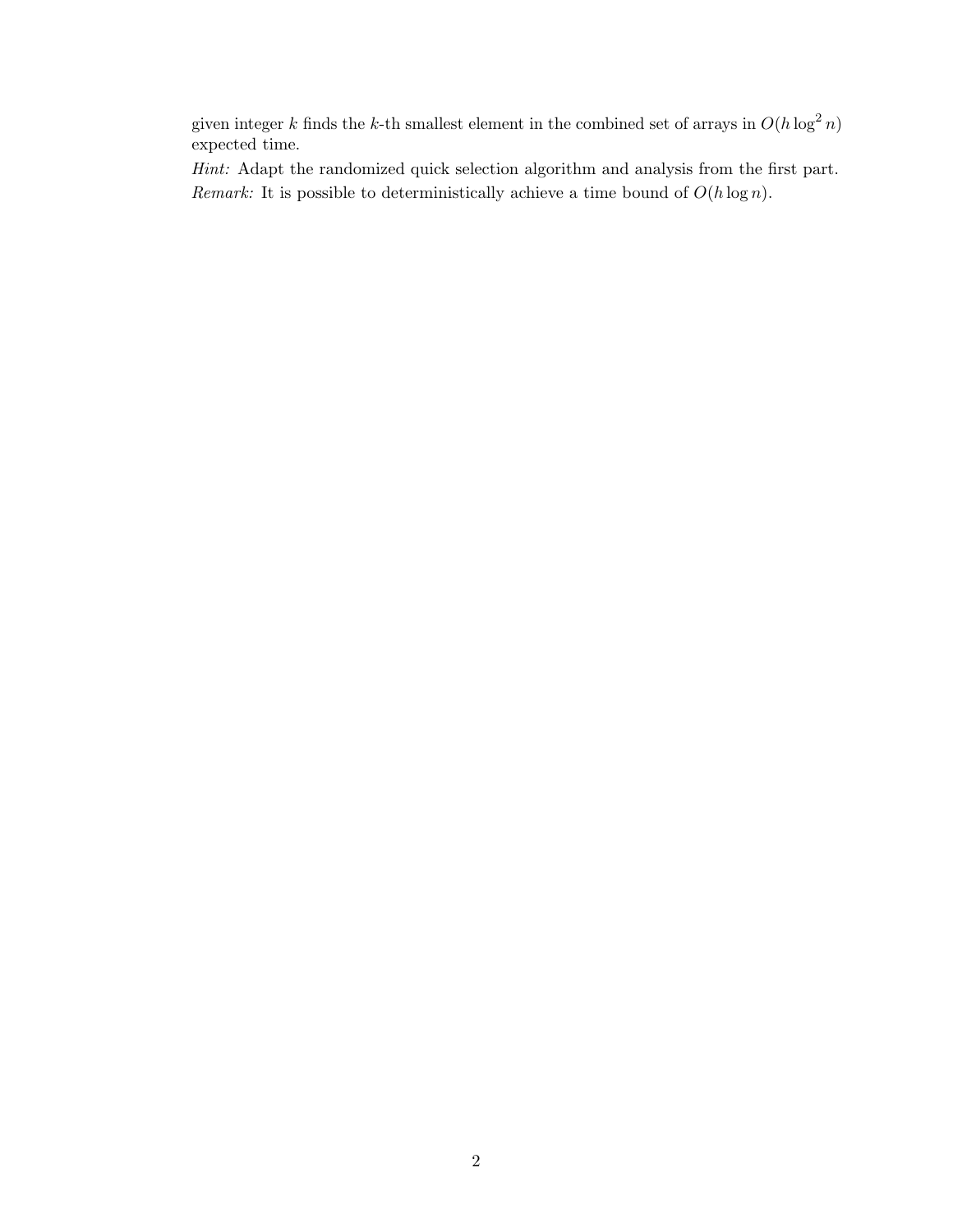given integer $k$ finds the $k$-th smallest element in the combined set of arrays in $O(h \log^2 n)$ expected time.

*Hint:* Adapt the randomized quick selection algorithm and analysis from the first part.

*Remark:* It is possible to deterministically achieve a time bound of $O(h \log n)$.